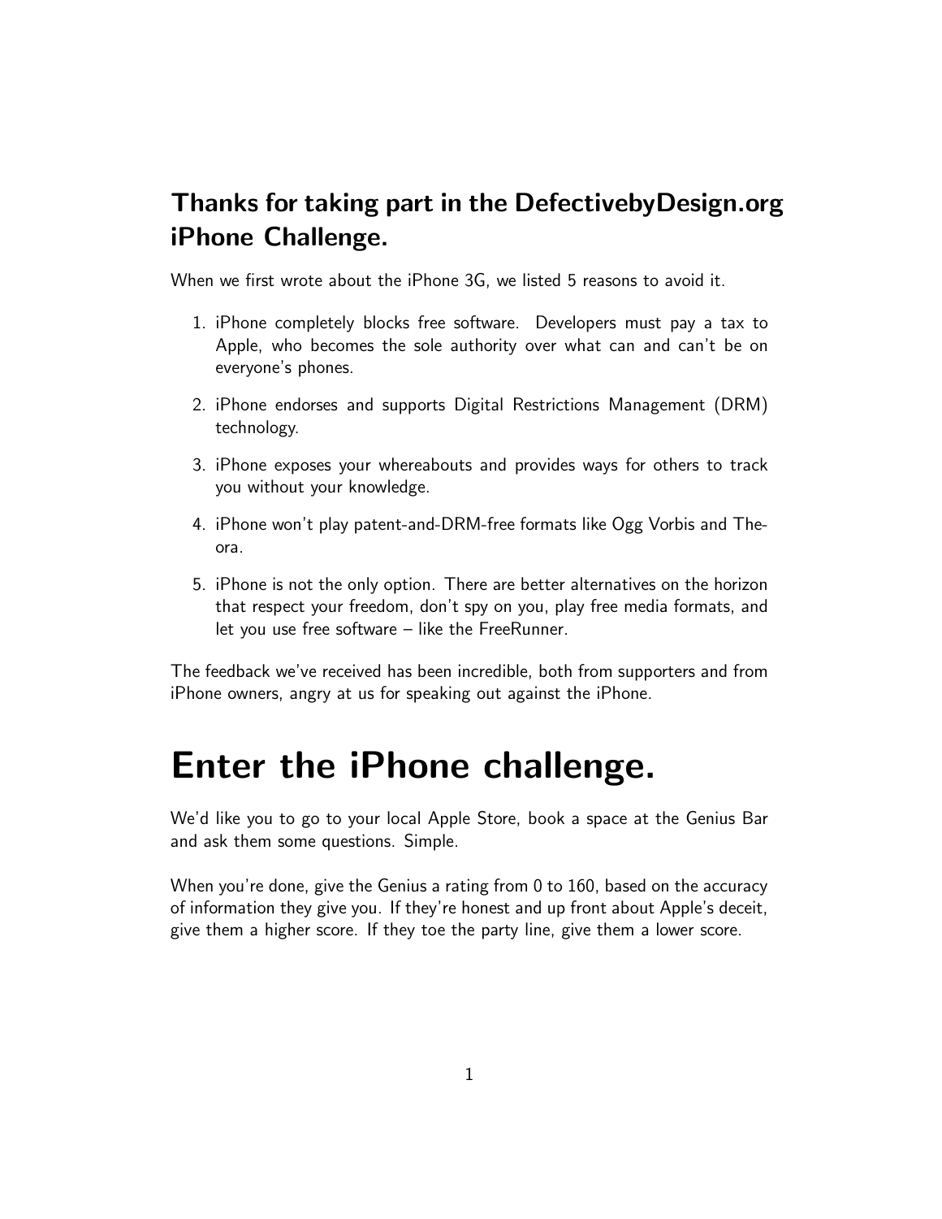## Thanks for taking part in the DefectivebyDesign.org iPhone Challenge.

When we first wrote about the iPhone 3G, we listed 5 reasons to avoid it.

1. iPhone completely blocks free software. Developers must pay a tax to Apple, who becomes the sole authority over what can and can't be on everyone's phones.
2. iPhone endorses and supports Digital Restrictions Management (DRM) technology.
3. iPhone exposes your whereabouts and provides ways for others to track you without your knowledge.
4. iPhone won't play patent-and-DRM-free formats like Ogg Vorbis and Theora.
5. iPhone is not the only option. There are better alternatives on the horizon that respect your freedom, don't spy on you, play free media formats, and let you use free software – like the FreeRunner.

The feedback we've received has been incredible, both from supporters and from iPhone owners, angry at us for speaking out against the iPhone.

# Enter the iPhone challenge.

We'd like you to go to your local Apple Store, book a space at the Genius Bar and ask them some questions. Simple.

When you're done, give the Genius a rating from 0 to 160, based on the accuracy of information they give you. If they're honest and up front about Apple's deceit, give them a higher score. If they toe the party line, give them a lower score.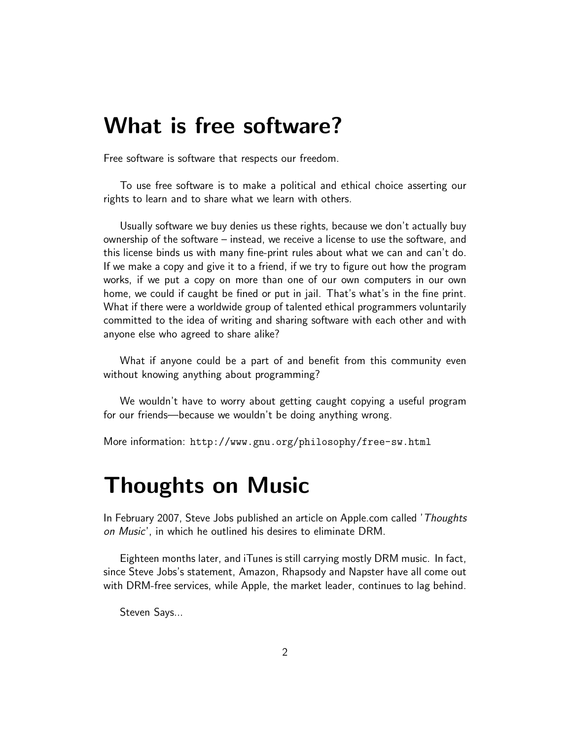# What is free software?

Free software is software that respects our freedom.

To use free software is to make a political and ethical choice asserting our rights to learn and to share what we learn with others.

Usually software we buy denies us these rights, because we don't actually buy ownership of the software – instead, we receive a license to use the software, and this license binds us with many fine-print rules about what we can and can't do. If we make a copy and give it to a friend, if we try to figure out how the program works, if we put a copy on more than one of our own computers in our own home, we could if caught be fined or put in jail. That's what's in the fine print. What if there were a worldwide group of talented ethical programmers voluntarily committed to the idea of writing and sharing software with each other and with anyone else who agreed to share alike?

What if anyone could be a part of and benefit from this community even without knowing anything about programming?

We wouldn't have to worry about getting caught copying a useful program for our friends—because we wouldn't be doing anything wrong.

More information: `http://www.gnu.org/philosophy/free-sw.html`

# Thoughts on Music

In February 2007, Steve Jobs published an article on Apple.com called '*Thoughts on Music*', in which he outlined his desires to eliminate DRM.

Eighteen months later, and iTunes is still carrying mostly DRM music. In fact, since Steve Jobs's statement, Amazon, Rhapsody and Napster have all come out with DRM-free services, while Apple, the market leader, continues to lag behind.

Steven Says...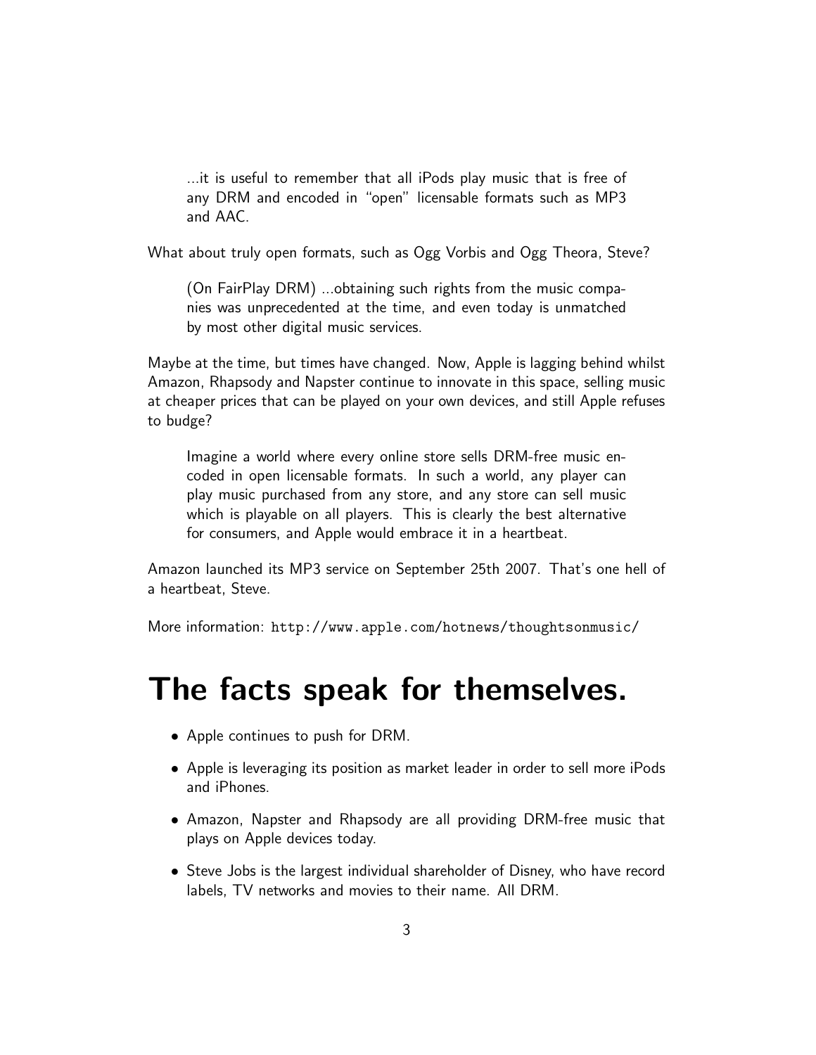> ...it is useful to remember that all iPods play music that is free of any DRM and encoded in "open" licensable formats such as MP3 and AAC.

What about truly open formats, such as Ogg Vorbis and Ogg Theora, Steve?

> (On FairPlay DRM) ...obtaining such rights from the music companies was unprecedented at the time, and even today is unmatched by most other digital music services.

Maybe at the time, but times have changed. Now, Apple is lagging behind whilst Amazon, Rhapsody and Napster continue to innovate in this space, selling music at cheaper prices that can be played on your own devices, and still Apple refuses to budge?

> Imagine a world where every online store sells DRM-free music encoded in open licensable formats. In such a world, any player can play music purchased from any store, and any store can sell music which is playable on all players. This is clearly the best alternative for consumers, and Apple would embrace it in a heartbeat.

Amazon launched its MP3 service on September 25th 2007. That's one hell of a heartbeat, Steve.

More information: `http://www.apple.com/hotnews/thoughtsonmusic/`

# The facts speak for themselves.

- Apple continues to push for DRM.
- Apple is leveraging its position as market leader in order to sell more iPods and iPhones.
- Amazon, Napster and Rhapsody are all providing DRM-free music that plays on Apple devices today.
- Steve Jobs is the largest individual shareholder of Disney, who have record labels, TV networks and movies to their name. All DRM.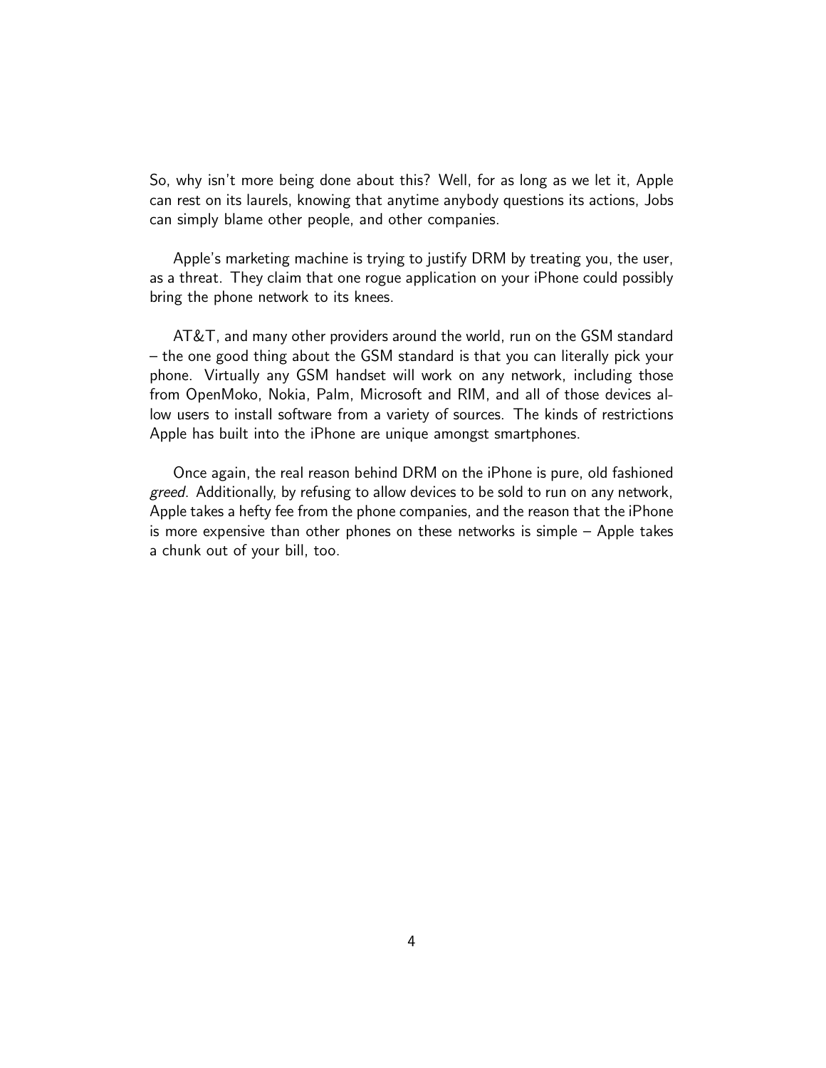So, why isn't more being done about this? Well, for as long as we let it, Apple can rest on its laurels, knowing that anytime anybody questions its actions, Jobs can simply blame other people, and other companies.

Apple's marketing machine is trying to justify DRM by treating you, the user, as a threat. They claim that one rogue application on your iPhone could possibly bring the phone network to its knees.

AT&T, and many other providers around the world, run on the GSM standard – the one good thing about the GSM standard is that you can literally pick your phone. Virtually any GSM handset will work on any network, including those from OpenMoko, Nokia, Palm, Microsoft and RIM, and all of those devices allow users to install software from a variety of sources. The kinds of restrictions Apple has built into the iPhone are unique amongst smartphones.

Once again, the real reason behind DRM on the iPhone is pure, old fashioned *greed*. Additionally, by refusing to allow devices to be sold to run on any network, Apple takes a hefty fee from the phone companies, and the reason that the iPhone is more expensive than other phones on these networks is simple – Apple takes a chunk out of your bill, too.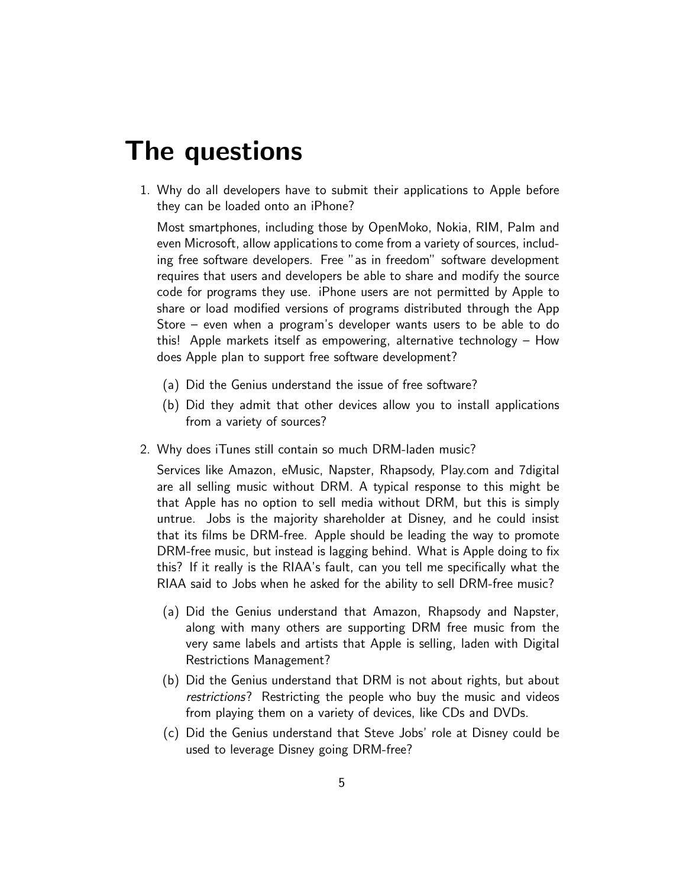# The questions

1. Why do all developers have to submit their applications to Apple before they can be loaded onto an iPhone?

   Most smartphones, including those by OpenMoko, Nokia, RIM, Palm and even Microsoft, allow applications to come from a variety of sources, including free software developers. Free "as in freedom" software development requires that users and developers be able to share and modify the source code for programs they use. iPhone users are not permitted by Apple to share or load modified versions of programs distributed through the App Store – even when a program's developer wants users to be able to do this! Apple markets itself as empowering, alternative technology – How does Apple plan to support free software development?

   (a) Did the Genius understand the issue of free software?

   (b) Did they admit that other devices allow you to install applications from a variety of sources?

2. Why does iTunes still contain so much DRM-laden music?

   Services like Amazon, eMusic, Napster, Rhapsody, Play.com and 7digital are all selling music without DRM. A typical response to this might be that Apple has no option to sell media without DRM, but this is simply untrue. Jobs is the majority shareholder at Disney, and he could insist that its films be DRM-free. Apple should be leading the way to promote DRM-free music, but instead is lagging behind. What is Apple doing to fix this? If it really is the RIAA's fault, can you tell me specifically what the RIAA said to Jobs when he asked for the ability to sell DRM-free music?

   (a) Did the Genius understand that Amazon, Rhapsody and Napster, along with many others are supporting DRM free music from the very same labels and artists that Apple is selling, laden with Digital Restrictions Management?

   (b) Did the Genius understand that DRM is not about rights, but about *restrictions*? Restricting the people who buy the music and videos from playing them on a variety of devices, like CDs and DVDs.

   (c) Did the Genius understand that Steve Jobs' role at Disney could be used to leverage Disney going DRM-free?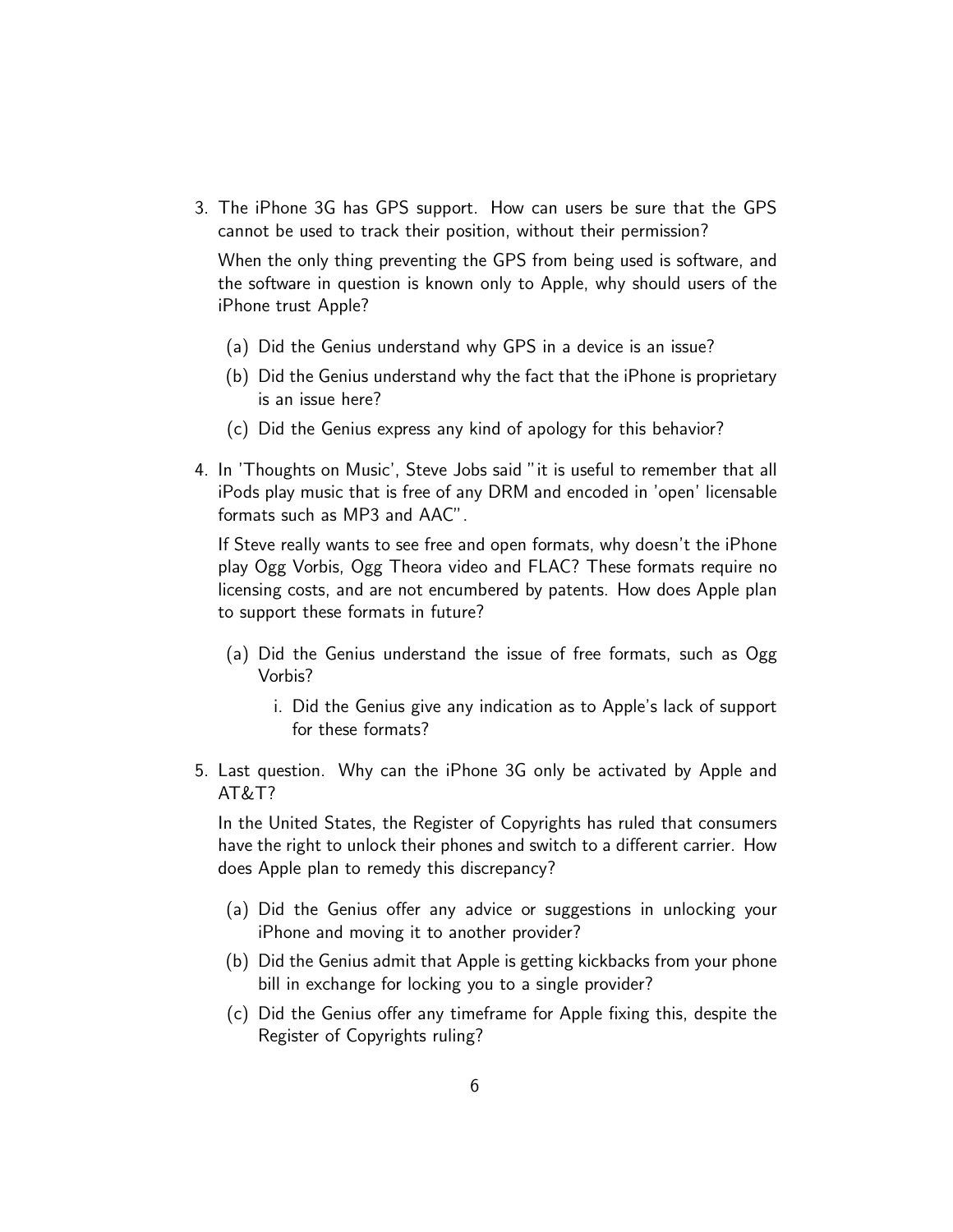3. The iPhone 3G has GPS support. How can users be sure that the GPS cannot be used to track their position, without their permission?

   When the only thing preventing the GPS from being used is software, and the software in question is known only to Apple, why should users of the iPhone trust Apple?

   (a) Did the Genius understand why GPS in a device is an issue?

   (b) Did the Genius understand why the fact that the iPhone is proprietary is an issue here?

   (c) Did the Genius express any kind of apology for this behavior?

4. In 'Thoughts on Music', Steve Jobs said "it is useful to remember that all iPods play music that is free of any DRM and encoded in 'open' licensable formats such as MP3 and AAC".

   If Steve really wants to see free and open formats, why doesn't the iPhone play Ogg Vorbis, Ogg Theora video and FLAC? These formats require no licensing costs, and are not encumbered by patents. How does Apple plan to support these formats in future?

   (a) Did the Genius understand the issue of free formats, such as Ogg Vorbis?

      i. Did the Genius give any indication as to Apple's lack of support for these formats?

5. Last question. Why can the iPhone 3G only be activated by Apple and AT&T?

   In the United States, the Register of Copyrights has ruled that consumers have the right to unlock their phones and switch to a different carrier. How does Apple plan to remedy this discrepancy?

   (a) Did the Genius offer any advice or suggestions in unlocking your iPhone and moving it to another provider?

   (b) Did the Genius admit that Apple is getting kickbacks from your phone bill in exchange for locking you to a single provider?

   (c) Did the Genius offer any timeframe for Apple fixing this, despite the Register of Copyrights ruling?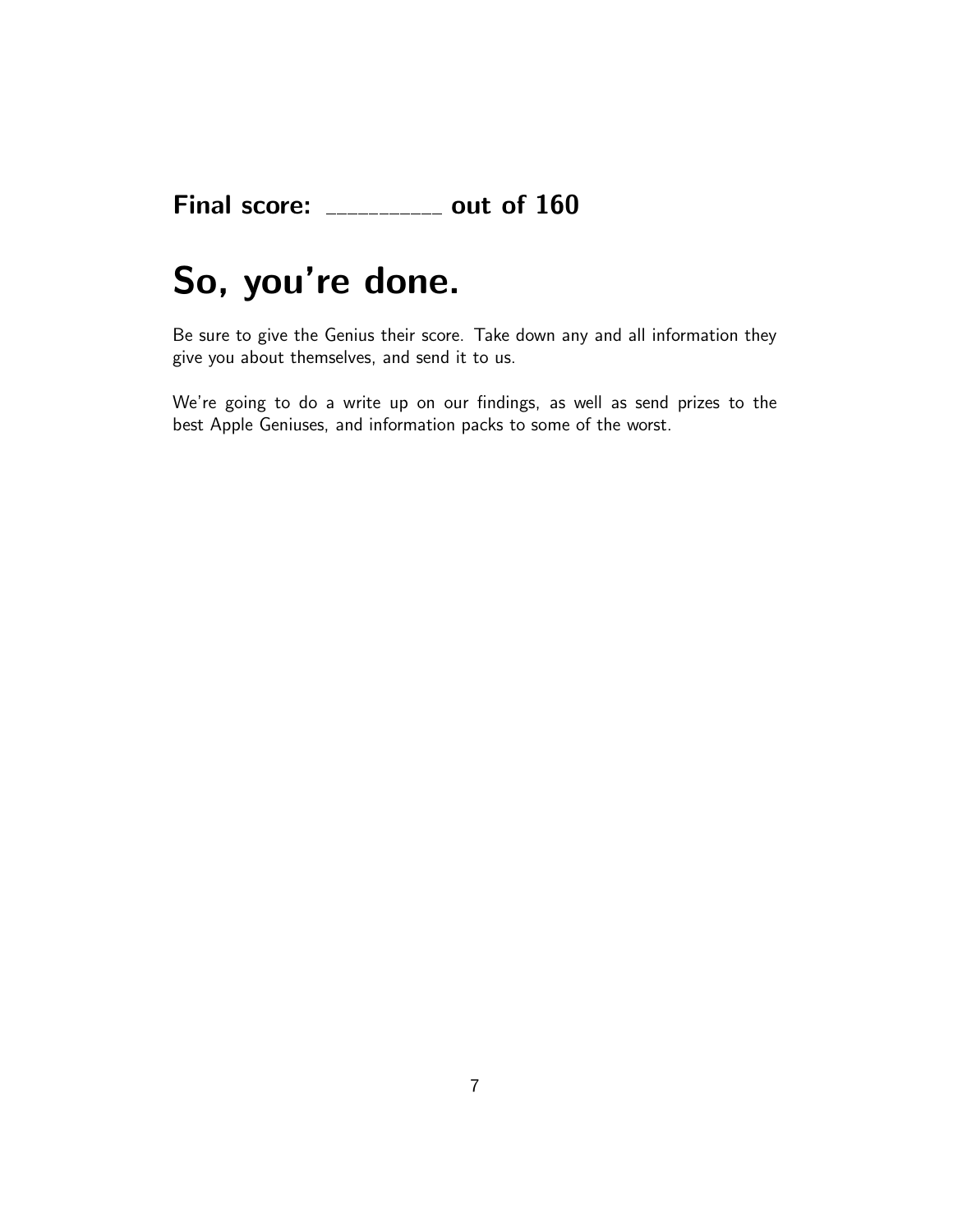**Final score: __________ out of 160**

# So, you're done.

Be sure to give the Genius their score. Take down any and all information they give you about themselves, and send it to us.

We're going to do a write up on our findings, as well as send prizes to the best Apple Geniuses, and information packs to some of the worst.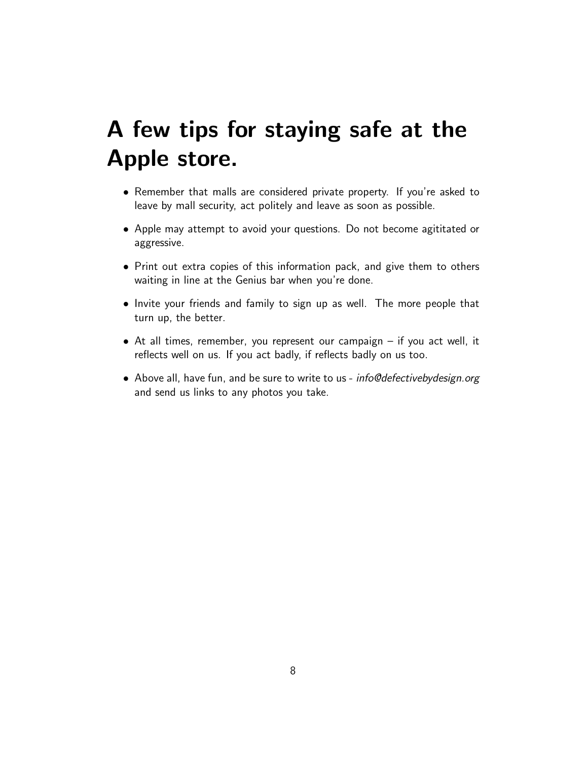# A few tips for staying safe at the Apple store.

- Remember that malls are considered private property. If you're asked to leave by mall security, act politely and leave as soon as possible.
- Apple may attempt to avoid your questions. Do not become agititated or aggressive.
- Print out extra copies of this information pack, and give them to others waiting in line at the Genius bar when you're done.
- Invite your friends and family to sign up as well. The more people that turn up, the better.
- At all times, remember, you represent our campaign – if you act well, it reflects well on us. If you act badly, if reflects badly on us too.
- Above all, have fun, and be sure to write to us - *info@defectivebydesign.org* and send us links to any photos you take.